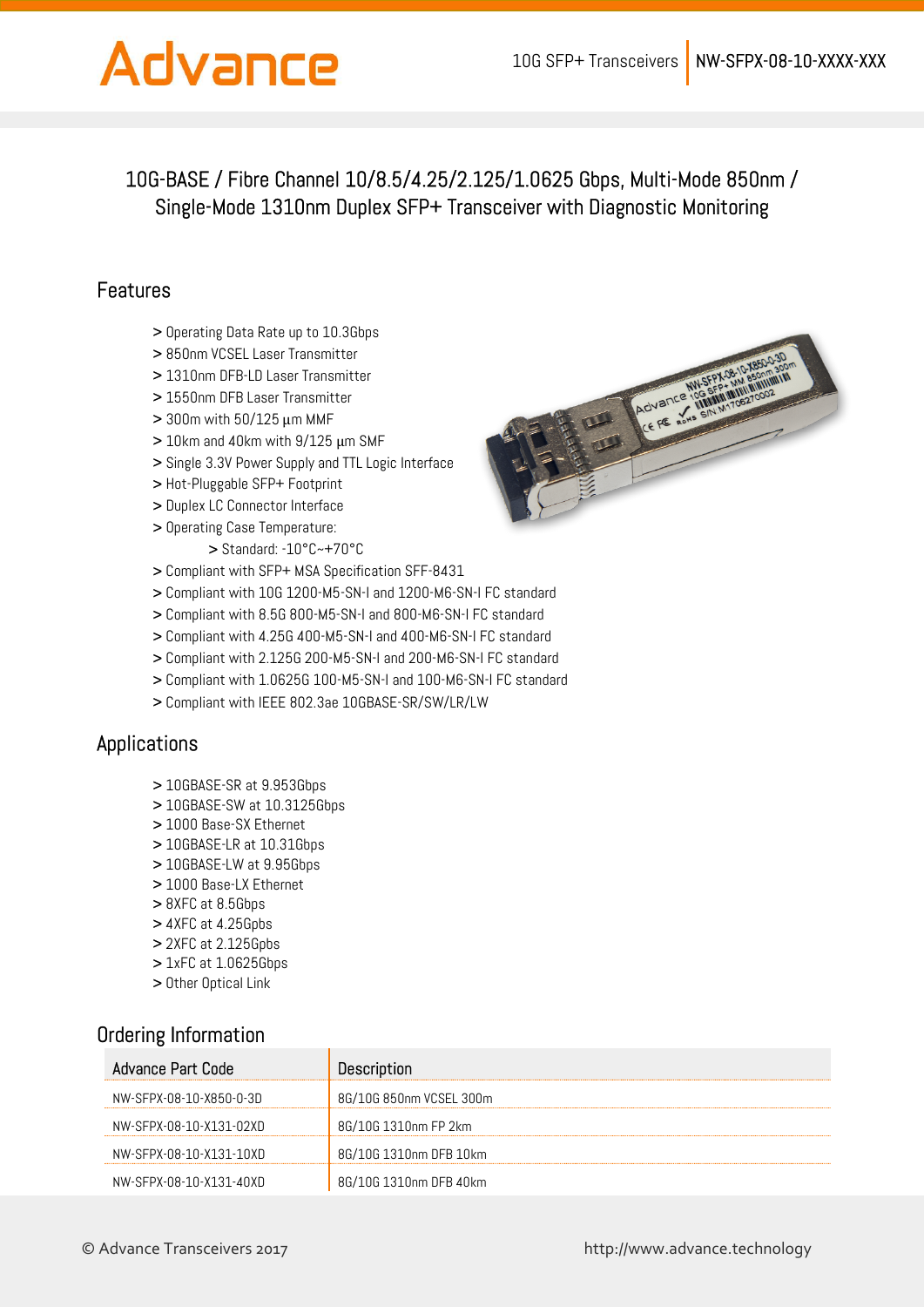# 10G-BASE / Fibre Channel 10/8.5/4.25/2.125/1.0625 Gbps, Multi-Mode 850nm / Single-Mode 1310nm Duplex SFP+ Transceiver with Diagnostic Monitoring

## Features

> Operating Data Rate up to 10.3Gbps
> 850nm VCSEL Laser Transmitter
> 1310nm DFB-LD Laser Transmitter
> 1550nm DFB Laser Transmitter
> 300m with 50/125 µm MMF
> 10km and 40km with 9/125 µm SMF
> Single 3.3V Power Supply and TTL Logic Interface
> Hot-Pluggable SFP+ Footprint
> Duplex LC Connector Interface
> Operating Case Temperature:
>> Standard: -10°C~+70°C
> Compliant with SFP+ MSA Specification SFF-8431
> Compliant with 10G 1200-M5-SN-I and 1200-M6-SN-I FC standard
> Compliant with 8.5G 800-M5-SN-I and 800-M6-SN-I FC standard
> Compliant with 4.25G 400-M5-SN-I and 400-M6-SN-I FC standard
> Compliant with 2.125G 200-M5-SN-I and 200-M6-SN-I FC standard
> Compliant with 1.0625G 100-M5-SN-I and 100-M6-SN-I FC standard
> Compliant with IEEE 802.3ae 10GBASE-SR/SW/LR/LW

## Applications

> 10GBASE-SR at 9.953Gbps
> 10GBASE-SW at 10.3125Gbps
> 1000 Base-SX Ethernet
> 10GBASE-LR at 10.31Gbps
> 10GBASE-LW at 9.95Gbps
> 1000 Base-LX Ethernet
> 8XFC at 8.5Gbps
> 4XFC at 4.25Gpbs
> 2XFC at 2.125Gpbs
> 1xFC at 1.0625Gbps
> Other Optical Link

## Ordering Information

| Advance Part Code | Description |
|---|---|
| NW-SFPX-08-10-X850-0-3D | 8G/10G 850nm VCSEL 300m |
| NW-SFPX-08-10-X131-02XD | 8G/10G 1310nm FP 2km |
| NW-SFPX-08-10-X131-10XD | 8G/10G 1310nm DFB 10km |
| NW-SFPX-08-10-X131-40XD | 8G/10G 1310nm DFB 40km |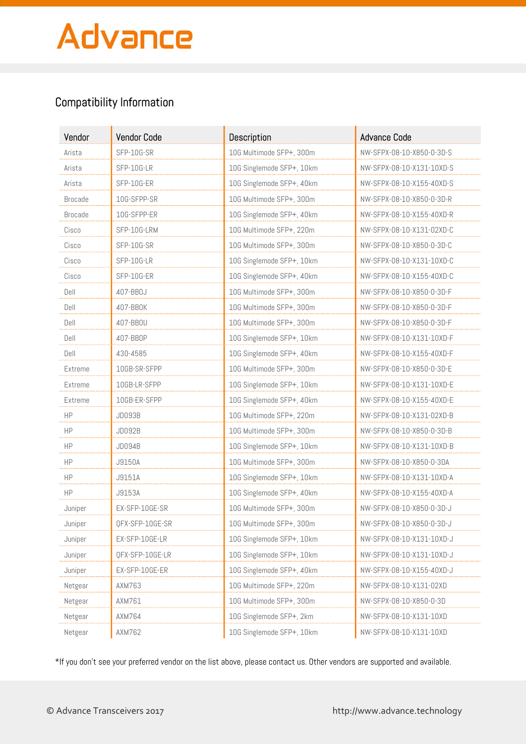# Advance

## Compatibility Information

| Vendor | Vendor Code | Description | Advance Code |
|---|---|---|---|
| Arista | SFP-10G-SR | 10G Multimode SFP+, 300m | NW-SFPX-08-10-X850-0-3D-S |
| Arista | SFP-10G-LR | 10G Singlemode SFP+, 10km | NW-SFPX-08-10-X131-10XD-S |
| Arista | SFP-10G-ER | 10G Singlemode SFP+, 40km | NW-SFPX-08-10-X155-40XD-S |
| Brocade | 10G-SFPP-SR | 10G Multimode SFP+, 300m | NW-SFPX-08-10-X850-0-3D-R |
| Brocade | 10G-SFPP-ER | 10G Singlemode SFP+, 40km | NW-SFPX-08-10-X155-40XD-R |
| Cisco | SFP-10G-LRM | 10G Multimode SFP+, 220m | NW-SFPX-08-10-X131-02XD-C |
| Cisco | SFP-10G-SR | 10G Multimode SFP+, 300m | NW-SFPX-08-10-X850-0-3D-C |
| Cisco | SFP-10G-LR | 10G Singlemode SFP+, 10km | NW-SFPX-08-10-X131-10XD-C |
| Cisco | SFP-10G-ER | 10G Singlemode SFP+, 40km | NW-SFPX-08-10-X155-40XD-C |
| Dell | 407-BBOJ | 10G Multimode SFP+, 300m | NW-SFPX-08-10-X850-0-3D-F |
| Dell | 407-BBOK | 10G Multimode SFP+, 300m | NW-SFPX-08-10-X850-0-3D-F |
| Dell | 407-BBOU | 10G Multimode SFP+, 300m | NW-SFPX-08-10-X850-0-3D-F |
| Dell | 407-BBOP | 10G Singlemode SFP+, 10km | NW-SFPX-08-10-X131-10XD-F |
| Dell | 430-4585 | 10G Singlemode SFP+, 40km | NW-SFPX-08-10-X155-40XD-F |
| Extreme | 10GB-SR-SFPP | 10G Multimode SFP+, 300m | NW-SFPX-08-10-X850-0-3D-E |
| Extreme | 10GB-LR-SFPP | 10G Singlemode SFP+, 10km | NW-SFPX-08-10-X131-10XD-E |
| Extreme | 10GB-ER-SFPP | 10G Singlemode SFP+, 40km | NW-SFPX-08-10-X155-40XD-E |
| HP | JD093B | 10G Multimode SFP+, 220m | NW-SFPX-08-10-X131-02XD-B |
| HP | JD092B | 10G Multimode SFP+, 300m | NW-SFPX-08-10-X850-0-3D-B |
| HP | JD094B | 10G Singlemode SFP+, 10km | NW-SFPX-08-10-X131-10XD-B |
| HP | J9150A | 10G Multimode SFP+, 300m | NW-SFPX-08-10-X850-0-3DA |
| HP | J9151A | 10G Singlemode SFP+, 10km | NW-SFPX-08-10-X131-10XD-A |
| HP | J9153A | 10G Singlemode SFP+, 40km | NW-SFPX-08-10-X155-40XD-A |
| Juniper | EX-SFP-10GE-SR | 10G Multimode SFP+, 300m | NW-SFPX-08-10-X850-0-3D-J |
| Juniper | QFX-SFP-10GE-SR | 10G Multimode SFP+, 300m | NW-SFPX-08-10-X850-0-3D-J |
| Juniper | EX-SFP-10GE-LR | 10G Singlemode SFP+, 10km | NW-SFPX-08-10-X131-10XD-J |
| Juniper | QFX-SFP-10GE-LR | 10G Singlemode SFP+, 10km | NW-SFPX-08-10-X131-10XD-J |
| Juniper | EX-SFP-10GE-ER | 10G Singlemode SFP+, 40km | NW-SFPX-08-10-X155-40XD-J |
| Netgear | AXM763 | 10G Multimode SFP+, 220m | NW-SFPX-08-10-X131-02XD |
| Netgear | AXM761 | 10G Multimode SFP+, 300m | NW-SFPX-08-10-X850-0-3D |
| Netgear | AXM764 | 10G Singlemode SFP+, 2km | NW-SFPX-08-10-X131-10XD |
| Netgear | AXM762 | 10G Singlemode SFP+, 10km | NW-SFPX-08-10-X131-10XD |

*If you don't see your preferred vendor on the list above, please contact us. Other vendors are supported and available.

© Advance Transceivers 2017 http://www.advance.technology